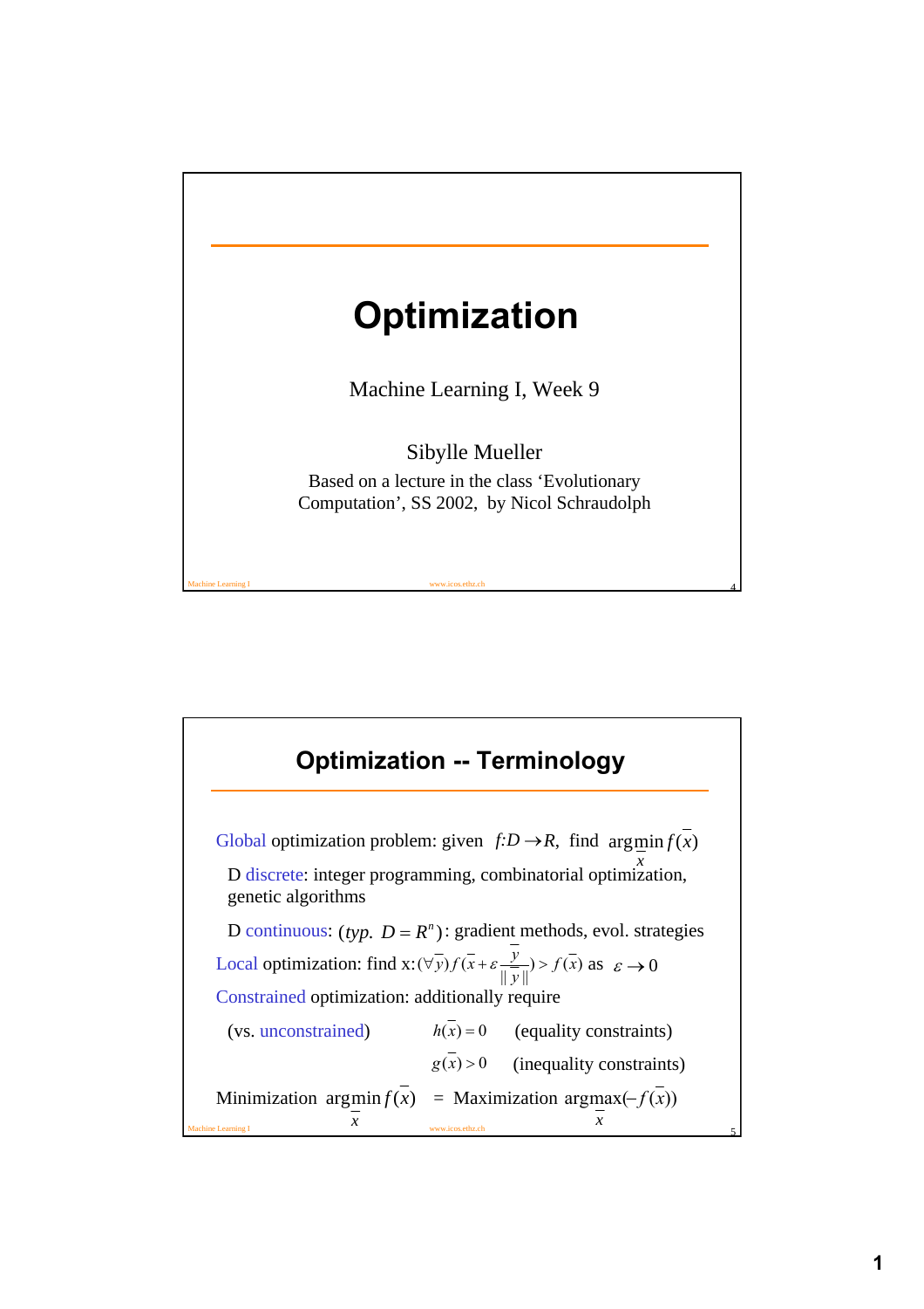# Optimization

Machine Learning I, Week 9

Sibylle Mueller

Based on a lecture in the class 'Evolutionary Computation', SS 2002, by Nicol Schraudolph

## Optimization -- Terminology

Global optimization problem: given $f{:}D \rightarrow R$, find $\underset{\bar{x}}{\operatorname{argmin}} f(\bar{x})$

D discrete: integer programming, combinatorial optimization, genetic algorithms

D continuous: (*typ.* $D = R^n$): gradient methods, evol. strategies

Local optimization: find x: $(\forall \bar{y}) f(\bar{x} + \varepsilon \frac{\bar{y}}{\|\bar{y}\|}) > f(\bar{x})$ as $\varepsilon \rightarrow 0$

Constrained optimization: additionally require

(vs. unconstrained) $h(\bar{x}) = 0$ (equality constraints)

$g(\bar{x}) > 0$ (inequality constraints)

Minimization $\underset{\bar{x}}{\operatorname{argmin}} f(\bar{x})$ = Maximization $\underset{\bar{x}}{\operatorname{argmax}}(-f(\bar{x}))$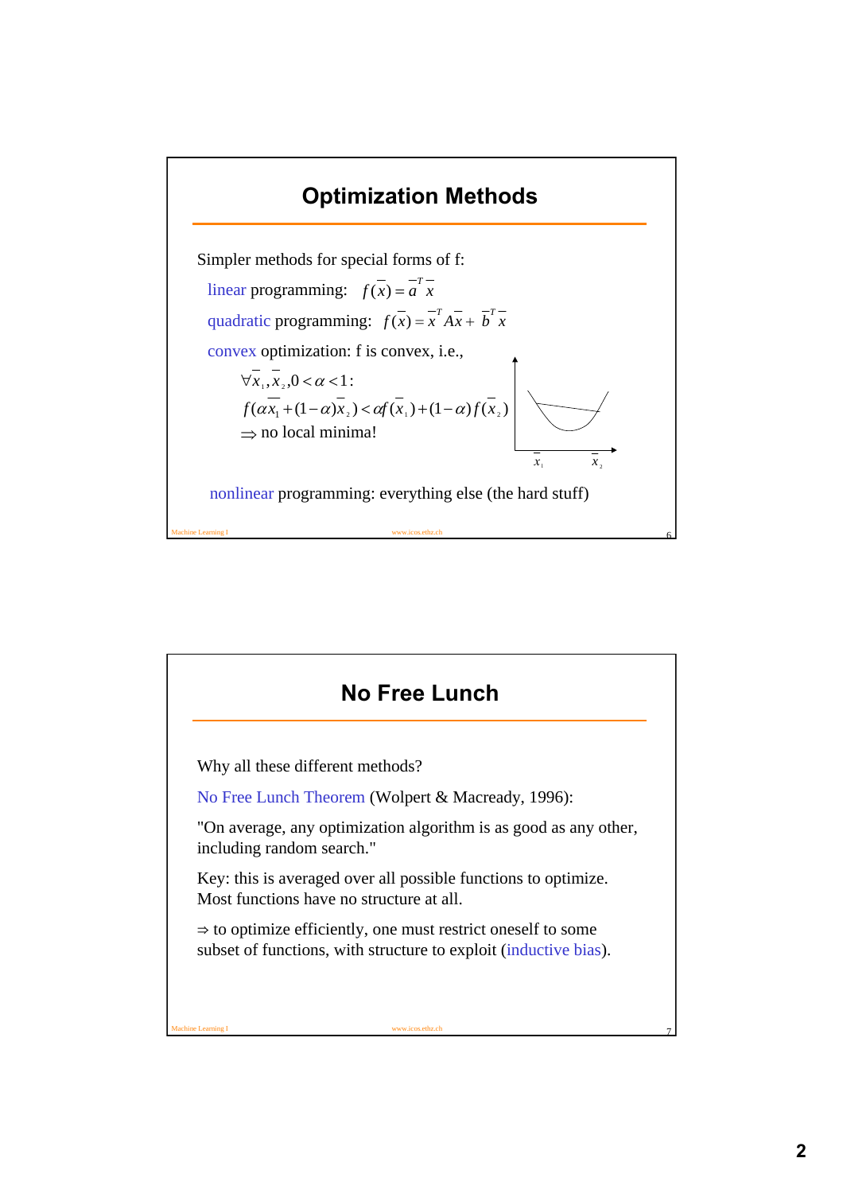# Optimization Methods

Simpler methods for special forms of f:

- linear programming: $f(\bar{x}) = \bar{a}^T \bar{x}$
- quadratic programming: $f(\bar{x}) = \bar{x}^T A \bar{x} + \bar{b}^T \bar{x}$
- convex optimization: f is convex, i.e.,

  $\forall \bar{x}_1, \bar{x}_2, 0 < \alpha < 1:$

  $f(\alpha \bar{x}_1 + (1-\alpha)\bar{x}_2) < \alpha f(\bar{x}_1) + (1-\alpha) f(\bar{x}_2)$

  $\Rightarrow$ no local minima!

- nonlinear programming: everything else (the hard stuff)

# No Free Lunch

Why all these different methods?

No Free Lunch Theorem (Wolpert & Macready, 1996):

"On average, any optimization algorithm is as good as any other, including random search."

Key: this is averaged over all possible functions to optimize. Most functions have no structure at all.

$\Rightarrow$ to optimize efficiently, one must restrict oneself to some subset of functions, with structure to exploit (inductive bias).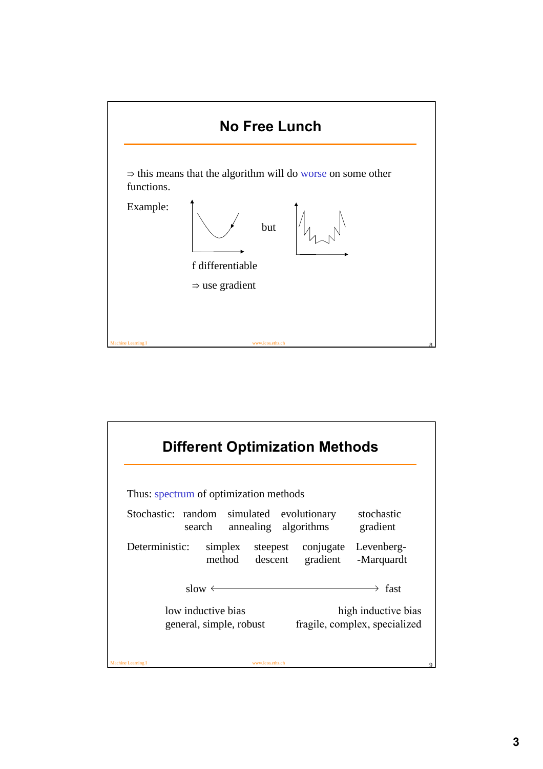## No Free Lunch

⇒ this means that the algorithm will do worse on some other functions.

Example:

but

f differentiable

⇒ use gradient

## Different Optimization Methods

Thus: spectrum of optimization methods

| | | | | |
|---|---|---|---|---|
| Stochastic: | random search | simulated annealing | evolutionary algorithms | stochastic gradient |
| Deterministic: | simplex method | steepest descent | conjugate gradient | Levenberg--Marquardt |

slow ⟵⟶ fast

low inductive bias
general, simple, robust

high inductive bias
fragile, complex, specialized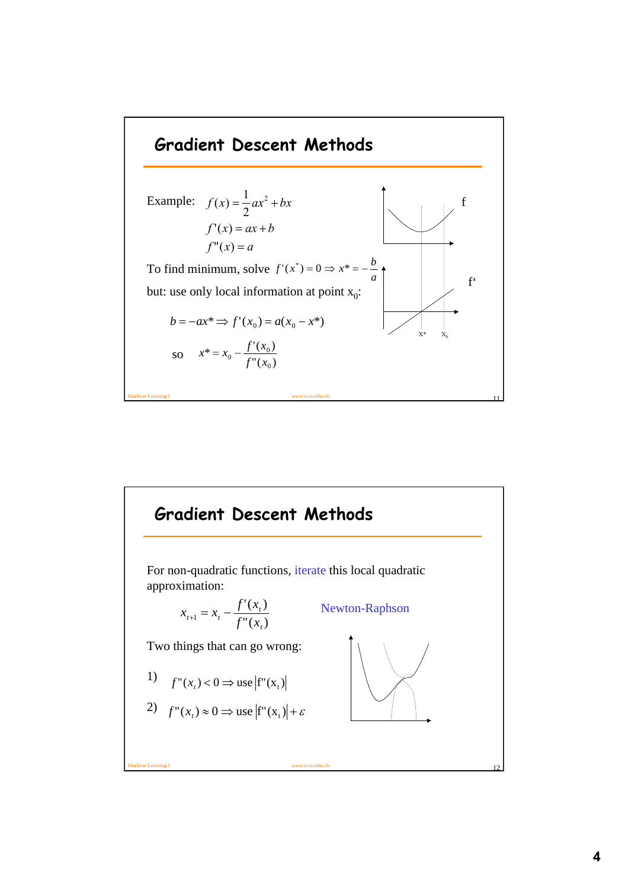# Gradient Descent Methods

Example: $f(x) = \frac{1}{2}ax^2 + bx$

$f'(x) = ax + b$

$f''(x) = a$

To find minimum, solve $f'(x^*) = 0 \Rightarrow x^* = -\frac{b}{a}$

but: use only local information at point $x_0$:

$$b = -ax^* \Rightarrow f'(x_0) = a(x_0 - x^*)$$

so $$x^* = x_0 - \frac{f'(x_0)}{f''(x_0)}$$

# Gradient Descent Methods

For non-quadratic functions, iterate this local quadratic approximation:

$$x_{t+1} = x_t - \frac{f'(x_t)}{f''(x_t)}$$

Newton-Raphson

Two things that can go wrong:

1) $f''(x_t) < 0 \Rightarrow$ use $|f''(x_t)|$

2) $f''(x_t) \approx 0 \Rightarrow$ use $|f''(x_t)| + \varepsilon$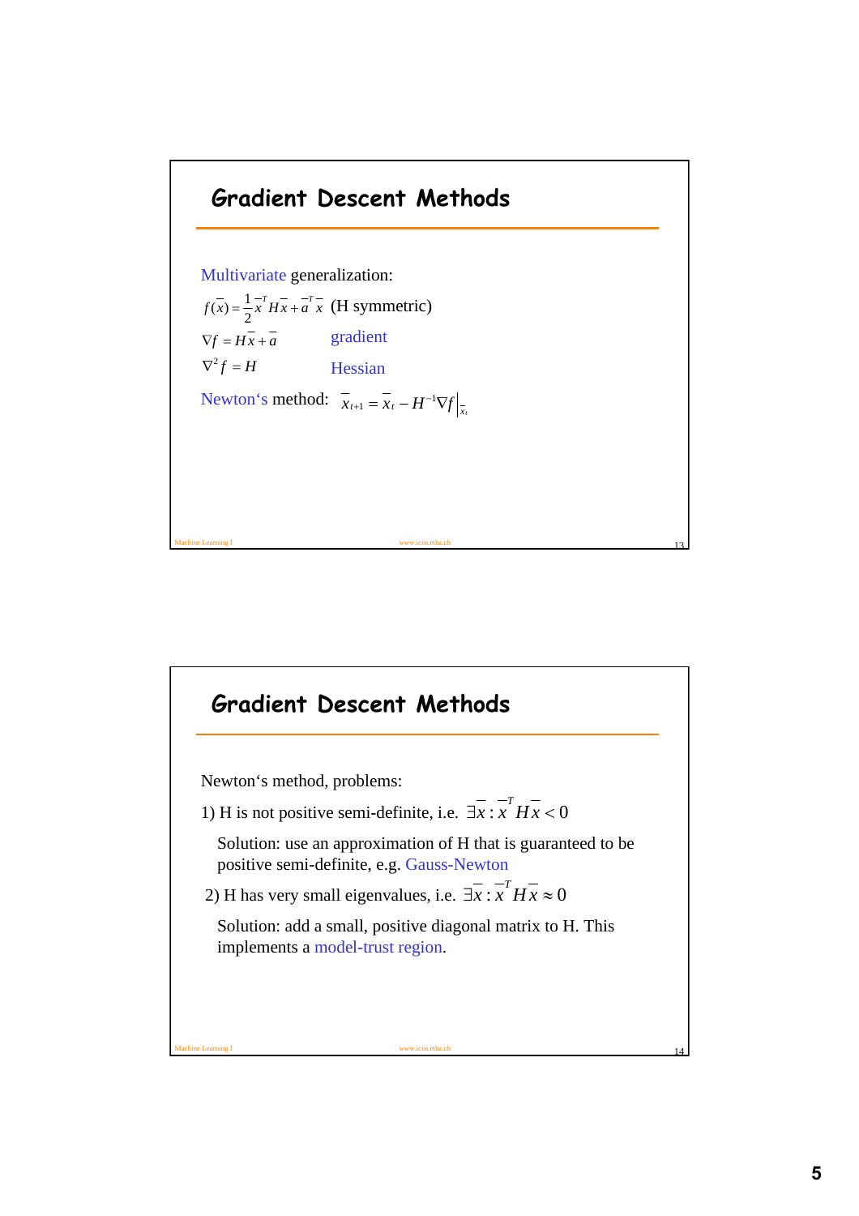## Gradient Descent Methods

Multivariate generalization:

$f(\bar{x}) = \frac{1}{2}\bar{x}^T H \bar{x} + \bar{a}^T \bar{x}$ (H symmetric)

$\nabla f = H\bar{x} + \bar{a}$ gradient

$\nabla^2 f = H$ Hessian

Newton‘s method: $\bar{x}_{t+1} = \bar{x}_t - H^{-1}\nabla f\big|_{\bar{x}_t}$

## Gradient Descent Methods

Newton‘s method, problems:

1) H is not positive semi-definite, i.e. $\exists \bar{x} : \bar{x}^T H \bar{x} < 0$

   Solution: use an approximation of H that is guaranteed to be positive semi-definite, e.g. Gauss-Newton

2) H has very small eigenvalues, i.e. $\exists \bar{x} : \bar{x}^T H \bar{x} \approx 0$

   Solution: add a small, positive diagonal matrix to H. This implements a model-trust region.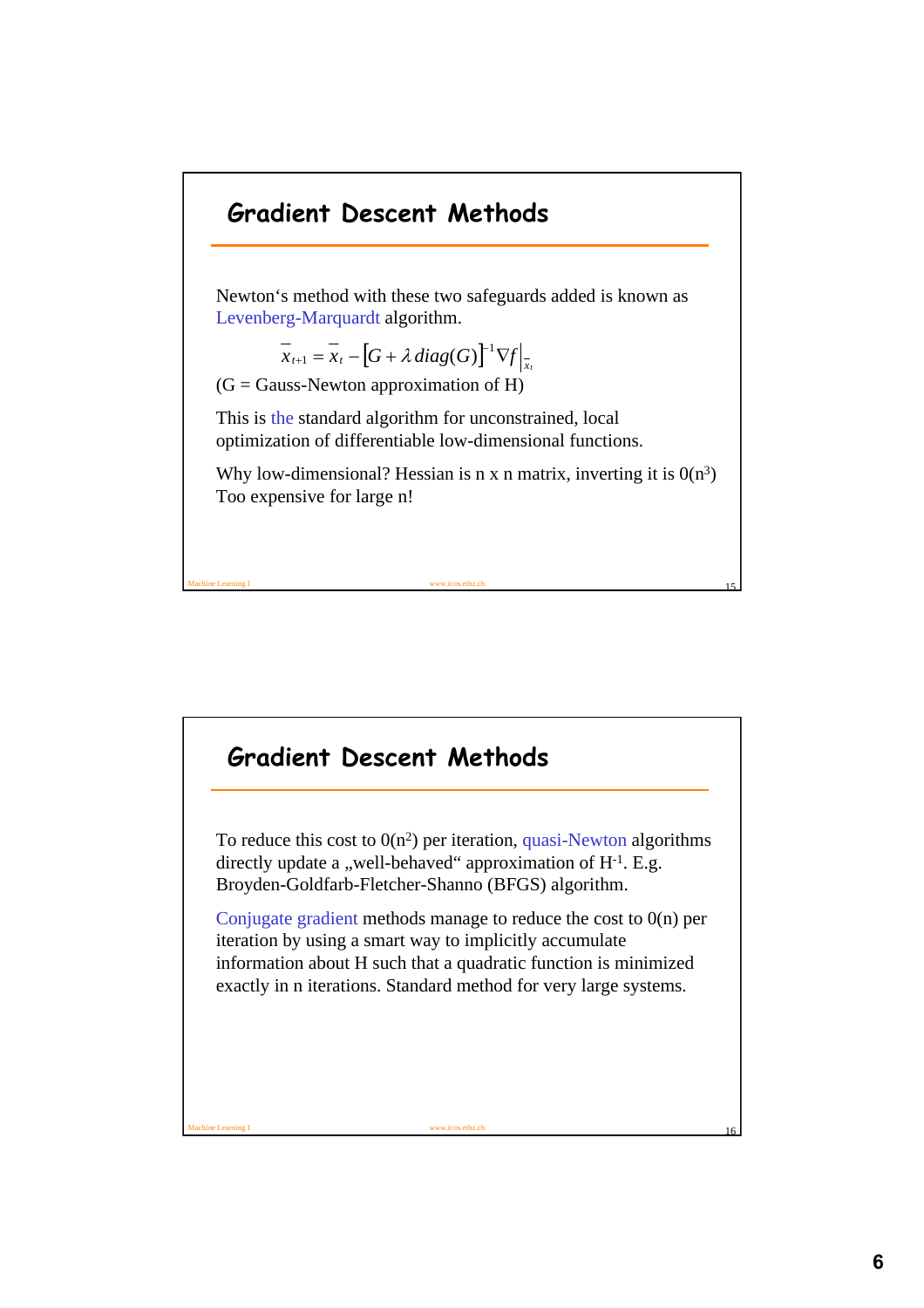## Gradient Descent Methods

Newton's method with these two safeguards added is known as Levenberg-Marquardt algorithm.

$$\bar{x}_{t+1} = \bar{x}_t - \left[G + \lambda\, diag(G)\right]^{-1} \nabla f \Big|_{\bar{x}_t}$$

(G = Gauss-Newton approximation of H)

This is the standard algorithm for unconstrained, local optimization of differentiable low-dimensional functions.

Why low-dimensional? Hessian is n x n matrix, inverting it is $0(n^3)$ Too expensive for large n!

## Gradient Descent Methods

To reduce this cost to $0(n^2)$ per iteration, quasi-Newton algorithms directly update a „well-behaved" approximation of $H^{-1}$. E.g. Broyden-Goldfarb-Fletcher-Shanno (BFGS) algorithm.

Conjugate gradient methods manage to reduce the cost to 0(n) per iteration by using a smart way to implicitly accumulate information about H such that a quadratic function is minimized exactly in n iterations. Standard method for very large systems.